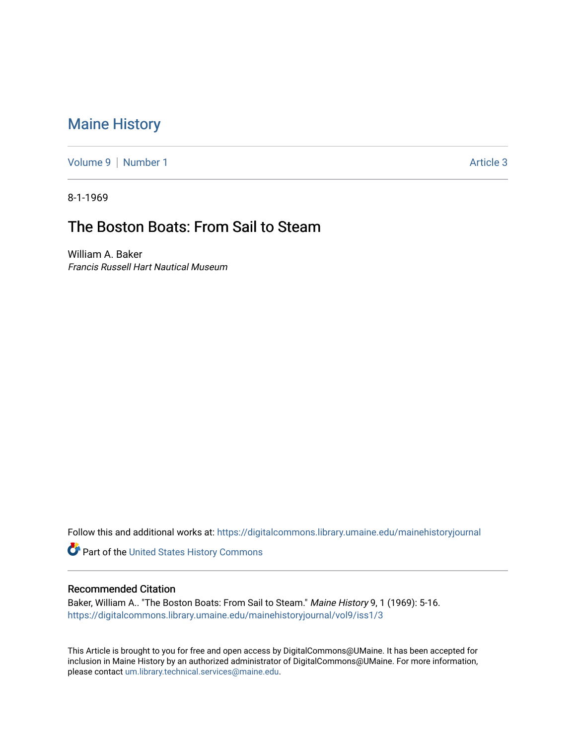# Maine History

Volume 9 | Number 1 Article 3

8-1-1969

## The Boston Boats: From Sail to Steam

William A. Baker
*Francis Russell Hart Nautical Museum*

Follow this and additional works at: https://digitalcommons.library.umaine.edu/mainehistoryjournal

Part of the United States History Commons

### Recommended Citation

Baker, William A.. "The Boston Boats: From Sail to Steam." *Maine History* 9, 1 (1969): 5-16.
https://digitalcommons.library.umaine.edu/mainehistoryjournal/vol9/iss1/3

This Article is brought to you for free and open access by DigitalCommons@UMaine. It has been accepted for inclusion in Maine History by an authorized administrator of DigitalCommons@UMaine. For more information, please contact um.library.technical.services@maine.edu.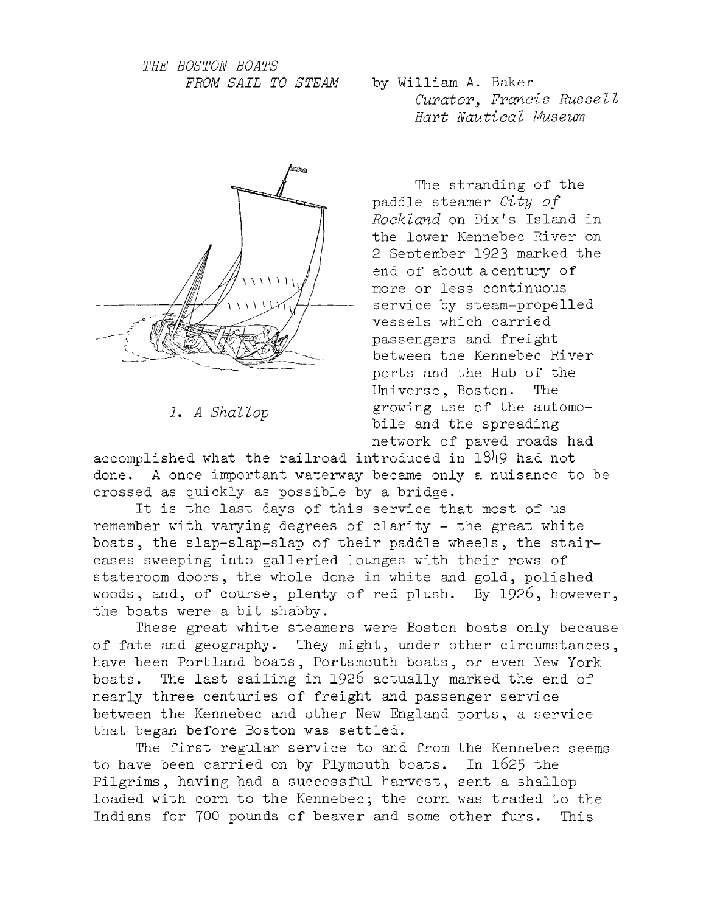*THE BOSTON BOATS*
*FROM SAIL TO STEAM*

by William A. Baker
*Curator, Francis Russell Hart Nautical Museum*

*1. A Shallop*

The stranding of the paddle steamer *City of Rockland* on Dix's Island in the lower Kennebec River on 2 September 1923 marked the end of about a century of more or less continuous service by steam-propelled vessels which carried passengers and freight between the Kennebec River ports and the Hub of the Universe, Boston. The growing use of the automobile and the spreading network of paved roads had accomplished what the railroad introduced in 1849 had not done. A once important waterway became only a nuisance to be crossed as quickly as possible by a bridge.

It is the last days of this service that most of us remember with varying degrees of clarity - the great white boats, the slap-slap-slap of their paddle wheels, the staircases sweeping into galleried lounges with their rows of stateroom doors, the whole done in white and gold, polished woods, and, of course, plenty of red plush. By 1926, however, the boats were a bit shabby.

These great white steamers were Boston boats only because of fate and geography. They might, under other circumstances, have been Portland boats, Portsmouth boats, or even New York boats. The last sailing in 1926 actually marked the end of nearly three centuries of freight and passenger service between the Kennebec and other New England ports, a service that began before Boston was settled.

The first regular service to and from the Kennebec seems to have been carried on by Plymouth boats. In 1625 the Pilgrims, having had a successful harvest, sent a shallop loaded with corn to the Kennebec; the corn was traded to the Indians for 700 pounds of beaver and some other furs. This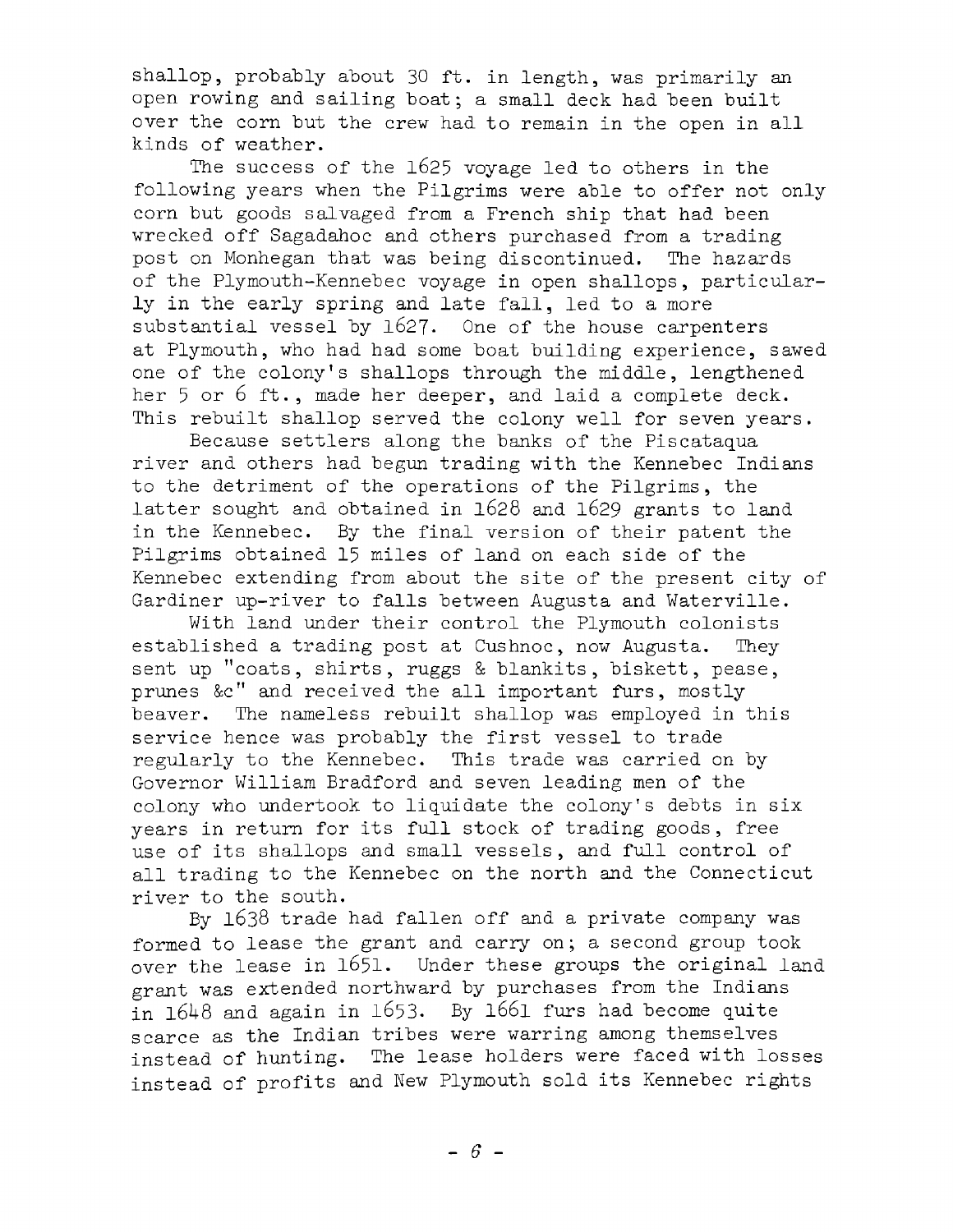shallop, probably about 30 ft. in length, was primarily an open rowing and sailing boat; a small deck had been built over the corn but the crew had to remain in the open in all kinds of weather.

The success of the 1625 voyage led to others in the following years when the Pilgrims were able to offer not only corn but goods salvaged from a French ship that had been wrecked off Sagadahoc and others purchased from a trading post on Monhegan that was being discontinued. The hazards of the Plymouth-Kennebec voyage in open shallops, particularly in the early spring and late fall, led to a more substantial vessel by 1627. One of the house carpenters at Plymouth, who had had some boat building experience, sawed one of the colony's shallops through the middle, lengthened her 5 or 6 ft., made her deeper, and laid a complete deck. This rebuilt shallop served the colony well for seven years.

Because settlers along the banks of the Piscataqua river and others had begun trading with the Kennebec Indians to the detriment of the operations of the Pilgrims, the latter sought and obtained in 1628 and 1629 grants to land in the Kennebec. By the final version of their patent the Pilgrims obtained 15 miles of land on each side of the Kennebec extending from about the site of the present city of Gardiner up-river to falls between Augusta and Waterville.

With land under their control the Plymouth colonists established a trading post at Cushnoc, now Augusta. They sent up "coats, shirts, ruggs & blankits, biskett, pease, prunes &c" and received the all important furs, mostly beaver. The nameless rebuilt shallop was employed in this service hence was probably the first vessel to trade regularly to the Kennebec. This trade was carried on by Governor William Bradford and seven leading men of the colony who undertook to liquidate the colony's debts in six years in return for its full stock of trading goods, free use of its shallops and small vessels, and full control of all trading to the Kennebec on the north and the Connecticut river to the south.

By 1638 trade had fallen off and a private company was formed to lease the grant and carry on; a second group took over the lease in 1651. Under these groups the original land grant was extended northward by purchases from the Indians in 1648 and again in 1653. By 1661 furs had become quite scarce as the Indian tribes were warring among themselves instead of hunting. The lease holders were faced with losses instead of profits and New Plymouth sold its Kennebec rights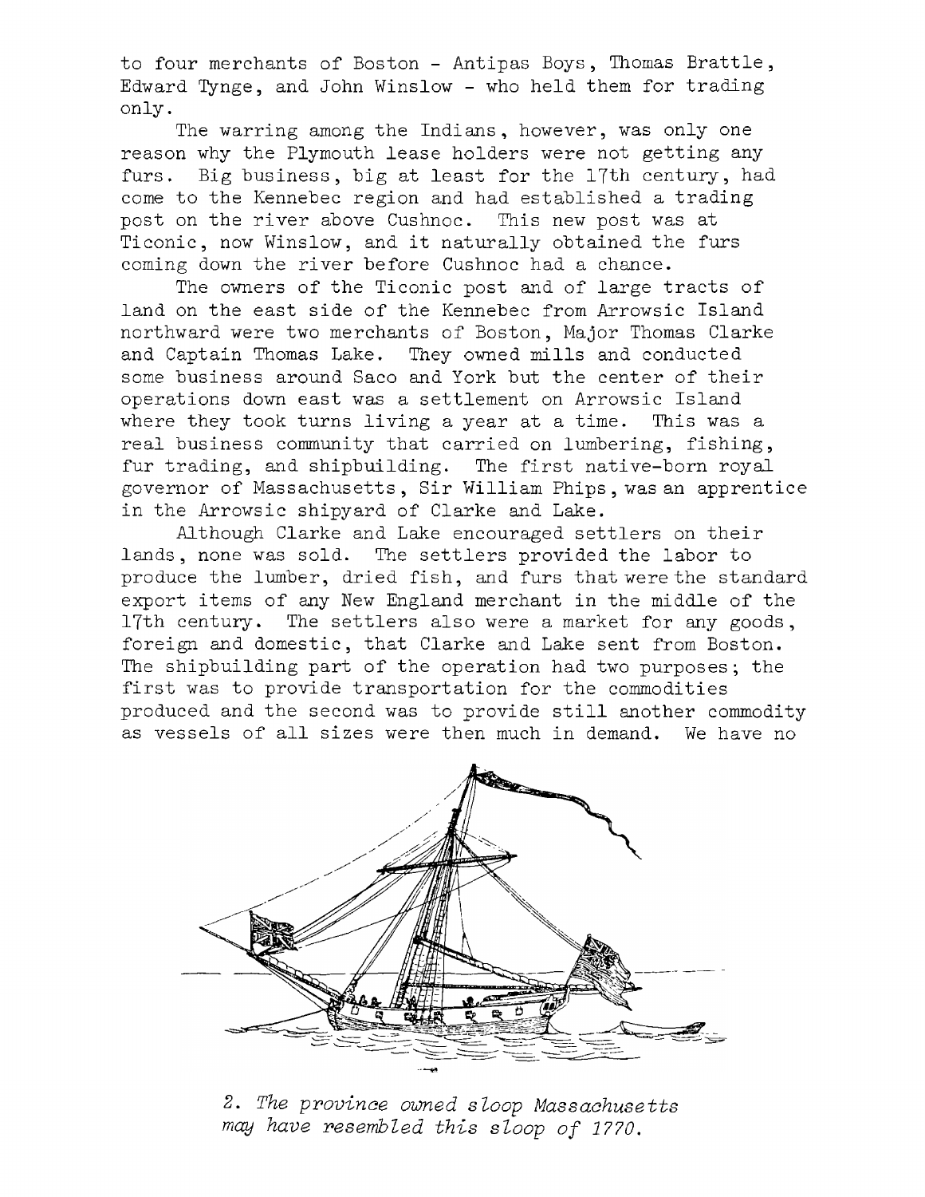to four merchants of Boston - Antipas Boys, Thomas Brattle, Edward Tynge, and John Winslow - who held them for trading only.

The warring among the Indians, however, was only one reason why the Plymouth lease holders were not getting any furs. Big business, big at least for the 17th century, had come to the Kennebec region and had established a trading post on the river above Cushnoc. This new post was at Ticonic, now Winslow, and it naturally obtained the furs coming down the river before Cushnoc had a chance.

The owners of the Ticonic post and of large tracts of land on the east side of the Kennebec from Arrowsic Island northward were two merchants of Boston, Major Thomas Clarke and Captain Thomas Lake. They owned mills and conducted some business around Saco and York but the center of their operations down east was a settlement on Arrowsic Island where they took turns living a year at a time. This was a real business community that carried on lumbering, fishing, fur trading, and shipbuilding. The first native-born royal governor of Massachusetts, Sir William Phips, was an apprentice in the Arrowsic shipyard of Clarke and Lake.

Although Clarke and Lake encouraged settlers on their lands, none was sold. The settlers provided the labor to produce the lumber, dried fish, and furs that were the standard export items of any New England merchant in the middle of the 17th century. The settlers also were a market for any goods, foreign and domestic, that Clarke and Lake sent from Boston. The shipbuilding part of the operation had two purposes; the first was to provide transportation for the commodities produced and the second was to provide still another commodity as vessels of all sizes were then much in demand. We have no

*2. The province owned sloop Massachusetts may have resembled this sloop of 1770.*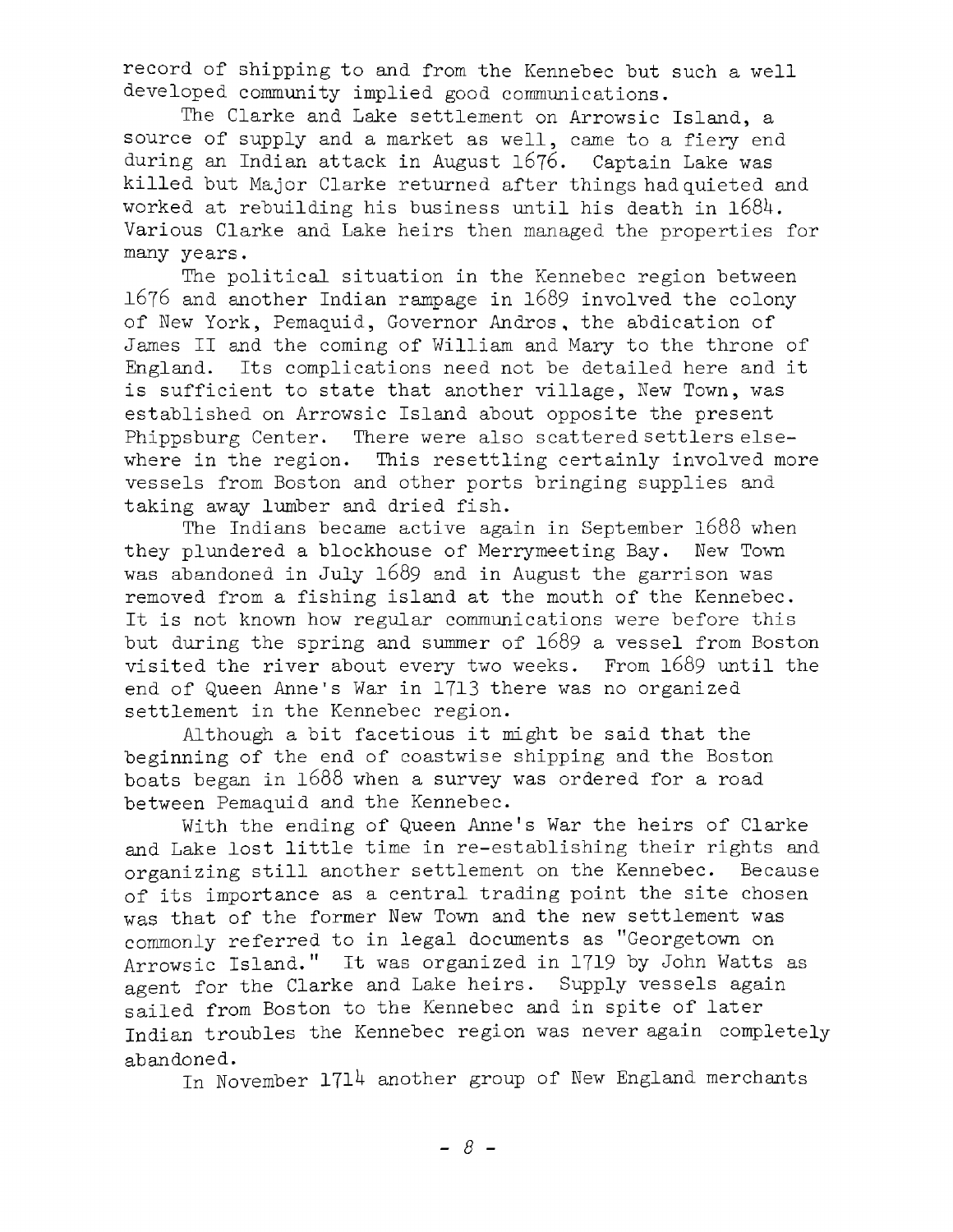record of shipping to and from the Kennebec but such a well developed community implied good communications.

The Clarke and Lake settlement on Arrowsic Island, a source of supply and a market as well, came to a fiery end during an Indian attack in August 1676. Captain Lake was killed but Major Clarke returned after things had quieted and worked at rebuilding his business until his death in 1684. Various Clarke and Lake heirs then managed the properties for many years.

The political situation in the Kennebec region between 1676 and another Indian rampage in 1689 involved the colony of New York, Pemaquid, Governor Andros, the abdication of James II and the coming of William and Mary to the throne of England. Its complications need not be detailed here and it is sufficient to state that another village, New Town, was established on Arrowsic Island about opposite the present Phippsburg Center. There were also scattered settlers elsewhere in the region. This resettling certainly involved more vessels from Boston and other ports bringing supplies and taking away lumber and dried fish.

The Indians became active again in September 1688 when they plundered a blockhouse of Merrymeeting Bay. New Town was abandoned in July 1689 and in August the garrison was removed from a fishing island at the mouth of the Kennebec. It is not known how regular communications were before this but during the spring and summer of 1689 a vessel from Boston visited the river about every two weeks. From 1689 until the end of Queen Anne's War in 1713 there was no organized settlement in the Kennebec region.

Although a bit facetious it might be said that the beginning of the end of coastwise shipping and the Boston boats began in 1688 when a survey was ordered for a road between Pemaquid and the Kennebec.

With the ending of Queen Anne's War the heirs of Clarke and Lake lost little time in re-establishing their rights and organizing still another settlement on the Kennebec. Because of its importance as a central trading point the site chosen was that of the former New Town and the new settlement was commonly referred to in legal documents as "Georgetown on Arrowsic Island." It was organized in 1719 by John Watts as agent for the Clarke and Lake heirs. Supply vessels again sailed from Boston to the Kennebec and in spite of later Indian troubles the Kennebec region was never again completely abandoned.

In November 1714 another group of New England merchants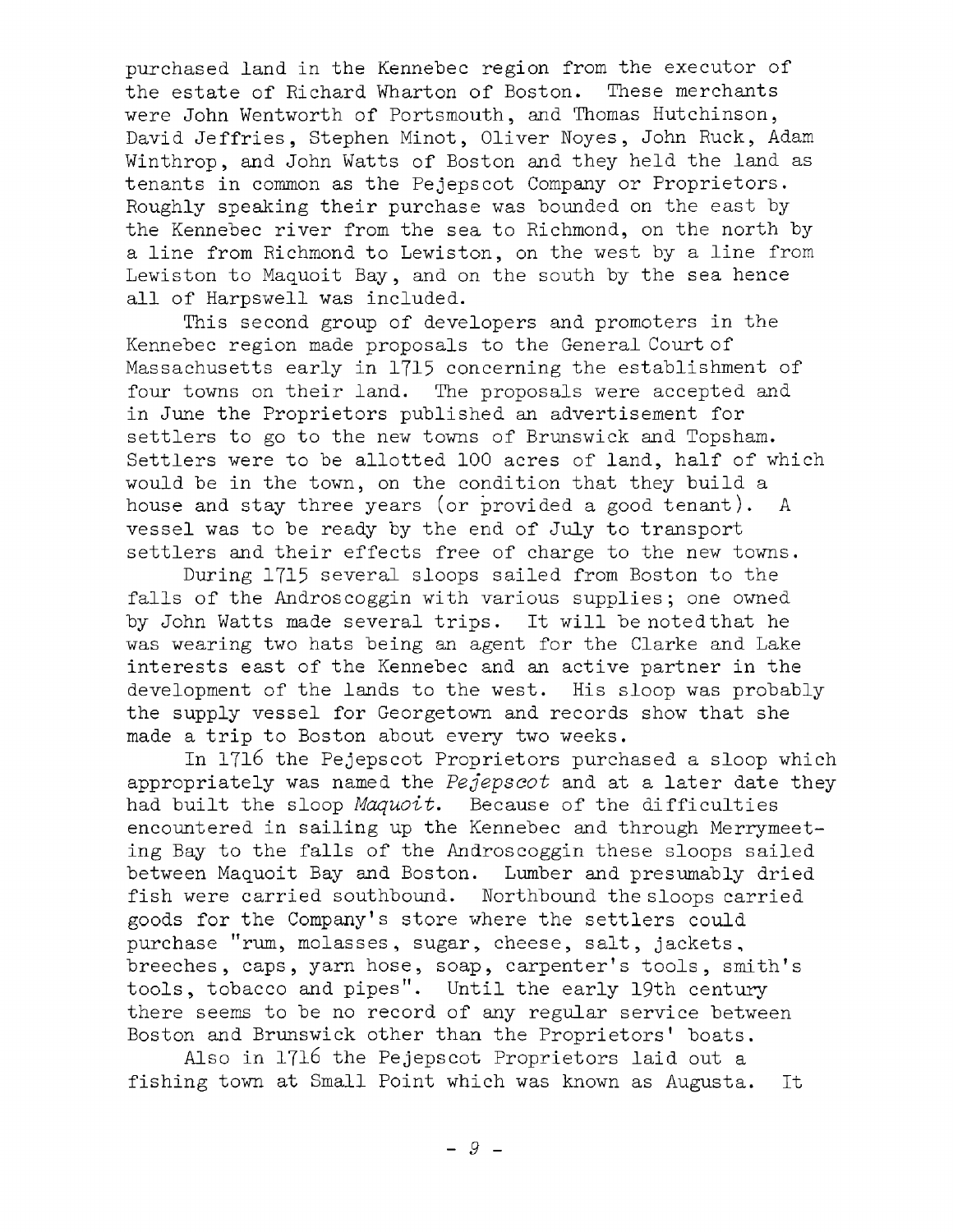purchased land in the Kennebec region from the executor of the estate of Richard Wharton of Boston. These merchants were John Wentworth of Portsmouth, and Thomas Hutchinson, David Jeffries, Stephen Minot, Oliver Noyes, John Ruck, Adam Winthrop, and John Watts of Boston and they held the land as tenants in common as the Pejepscot Company or Proprietors. Roughly speaking their purchase was bounded on the east by the Kennebec river from the sea to Richmond, on the north by a line from Richmond to Lewiston, on the west by a line from Lewiston to Maquoit Bay, and on the south by the sea hence all of Harpswell was included.

This second group of developers and promoters in the Kennebec region made proposals to the General Court of Massachusetts early in 1715 concerning the establishment of four towns on their land. The proposals were accepted and in June the Proprietors published an advertisement for settlers to go to the new towns of Brunswick and Topsham. Settlers were to be allotted 100 acres of land, half of which would be in the town, on the condition that they build a house and stay three years (or provided a good tenant). A vessel was to be ready by the end of July to transport settlers and their effects free of charge to the new towns.

During 1715 several sloops sailed from Boston to the falls of the Androscoggin with various supplies; one owned by John Watts made several trips. It will be noted that he was wearing two hats being an agent for the Clarke and Lake interests east of the Kennebec and an active partner in the development of the lands to the west. His sloop was probably the supply vessel for Georgetown and records show that she made a trip to Boston about every two weeks.

In 1716 the Pejepscot Proprietors purchased a sloop which appropriately was named the *Pejepscot* and at a later date they had built the sloop *Maquoit*. Because of the difficulties encountered in sailing up the Kennebec and through Merrymeeting Bay to the falls of the Androscoggin these sloops sailed between Maquoit Bay and Boston. Lumber and presumably dried fish were carried southbound. Northbound the sloops carried goods for the Company's store where the settlers could purchase "rum, molasses, sugar, cheese, salt, jackets, breeches, caps, yarn hose, soap, carpenter's tools, smith's tools, tobacco and pipes". Until the early 19th century there seems to be no record of any regular service between Boston and Brunswick other than the Proprietors' boats.

Also in 1716 the Pejepscot Proprietors laid out a fishing town at Small Point which was known as Augusta. It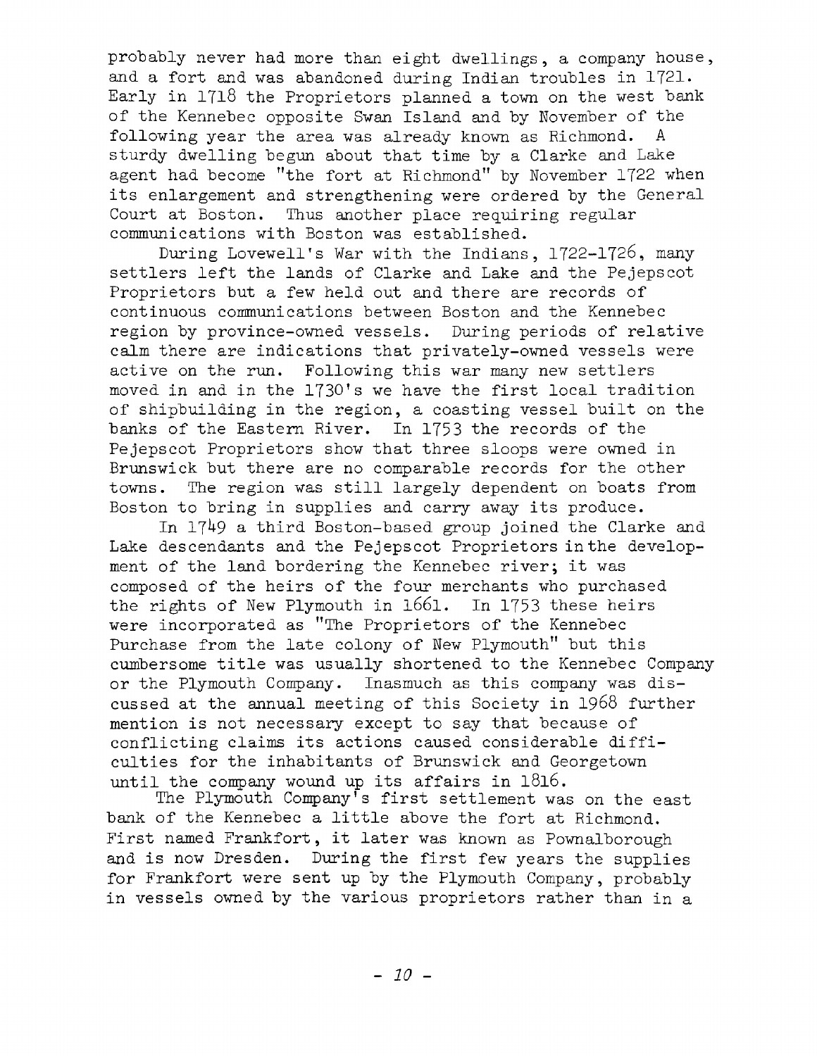probably never had more than eight dwellings, a company house, and a fort and was abandoned during Indian troubles in 1721. Early in 1718 the Proprietors planned a town on the west bank of the Kennebec opposite Swan Island and by November of the following year the area was already known as Richmond. A sturdy dwelling begun about that time by a Clarke and Lake agent had become "the fort at Richmond" by November 1722 when its enlargement and strengthening were ordered by the General Court at Boston. Thus another place requiring regular communications with Boston was established.

During Lovewell's War with the Indians, 1722-1726, many settlers left the lands of Clarke and Lake and the Pejepscot Proprietors but a few held out and there are records of continuous communications between Boston and the Kennebec region by province-owned vessels. During periods of relative calm there are indications that privately-owned vessels were active on the run. Following this war many new settlers moved in and in the 1730's we have the first local tradition of shipbuilding in the region, a coasting vessel built on the banks of the Eastern River. In 1753 the records of the Pejepscot Proprietors show that three sloops were owned in Brunswick but there are no comparable records for the other towns. The region was still largely dependent on boats from Boston to bring in supplies and carry away its produce.

In 1749 a third Boston-based group joined the Clarke and Lake descendants and the Pejepscot Proprietors in the development of the land bordering the Kennebec river; it was composed of the heirs of the four merchants who purchased the rights of New Plymouth in 1661. In 1753 these heirs were incorporated as "The Proprietors of the Kennebec Purchase from the late colony of New Plymouth" but this cumbersome title was usually shortened to the Kennebec Company or the Plymouth Company. Inasmuch as this company was discussed at the annual meeting of this Society in 1968 further mention is not necessary except to say that because of conflicting claims its actions caused considerable difficulties for the inhabitants of Brunswick and Georgetown until the company wound up its affairs in 1816.

The Plymouth Company's first settlement was on the east bank of the Kennebec a little above the fort at Richmond. First named Frankfort, it later was known as Pownalborough and is now Dresden. During the first few years the supplies for Frankfort were sent up by the Plymouth Company, probably in vessels owned by the various proprietors rather than in a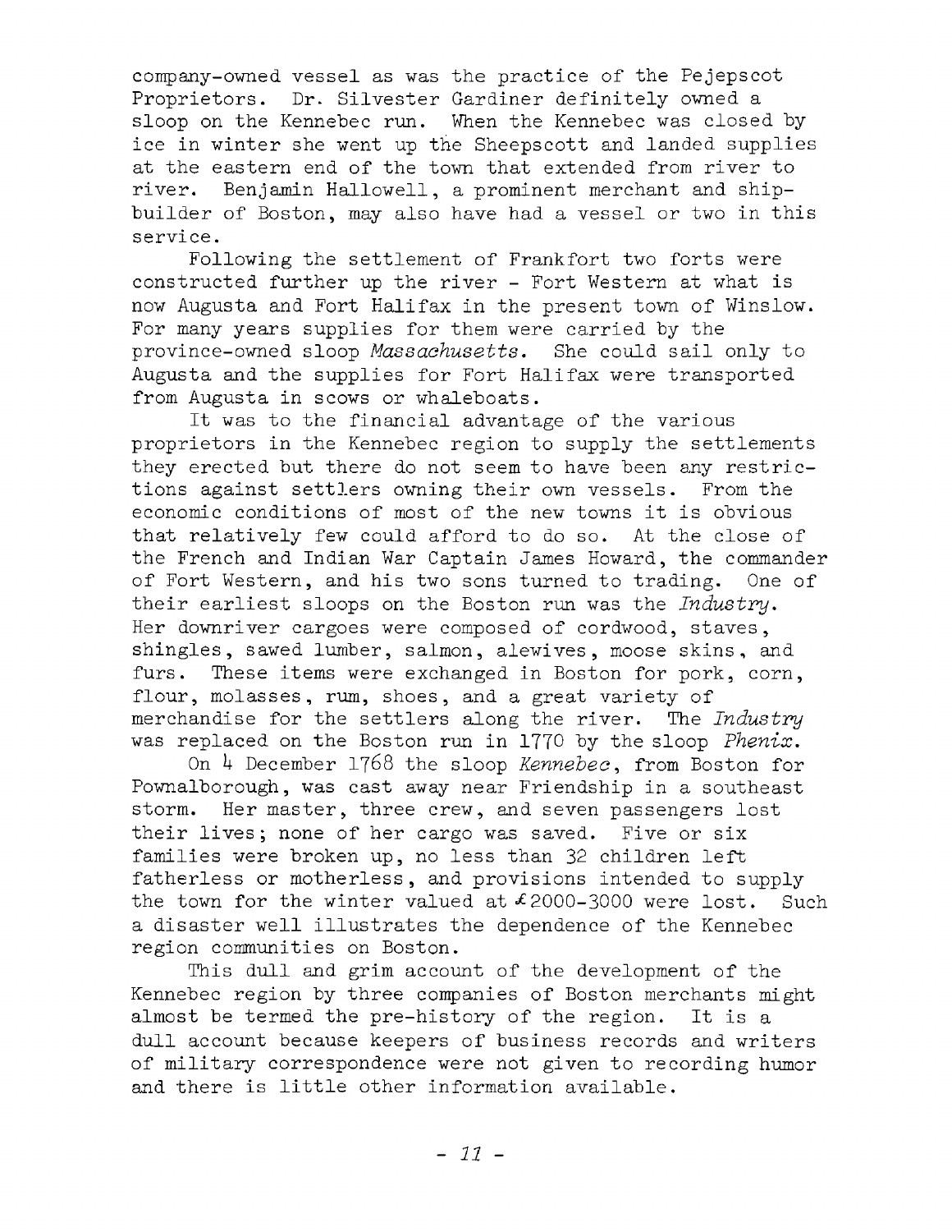company-owned vessel as was the practice of the Pejepscot Proprietors. Dr. Silvester Gardiner definitely owned a sloop on the Kennebec run. When the Kennebec was closed by ice in winter she went up the Sheepscott and landed supplies at the eastern end of the town that extended from river to river. Benjamin Hallowell, a prominent merchant and ship-builder of Boston, may also have had a vessel or two in this service.

Following the settlement of Frankfort two forts were constructed further up the river - Fort Western at what is now Augusta and Fort Halifax in the present town of Winslow. For many years supplies for them were carried by the province-owned sloop *Massachusetts*. She could sail only to Augusta and the supplies for Fort Halifax were transported from Augusta in scows or whaleboats.

It was to the financial advantage of the various proprietors in the Kennebec region to supply the settlements they erected but there do not seem to have been any restrictions against settlers owning their own vessels. From the economic conditions of most of the new towns it is obvious that relatively few could afford to do so. At the close of the French and Indian War Captain James Howard, the commander of Fort Western, and his two sons turned to trading. One of their earliest sloops on the Boston run was the *Industry*. Her downriver cargoes were composed of cordwood, staves, shingles, sawed lumber, salmon, alewives, moose skins, and furs. These items were exchanged in Boston for pork, corn, flour, molasses, rum, shoes, and a great variety of merchandise for the settlers along the river. The *Industry* was replaced on the Boston run in 1770 by the sloop *Phenix*.

On 4 December 1768 the sloop *Kennebec*, from Boston for Pownalborough, was cast away near Friendship in a southeast storm. Her master, three crew, and seven passengers lost their lives; none of her cargo was saved. Five or six families were broken up, no less than 32 children left fatherless or motherless, and provisions intended to supply the town for the winter valued at £2000-3000 were lost. Such a disaster well illustrates the dependence of the Kennebec region communities on Boston.

This dull and grim account of the development of the Kennebec region by three companies of Boston merchants might almost be termed the pre-history of the region. It is a dull account because keepers of business records and writers of military correspondence were not given to recording humor and there is little other information available.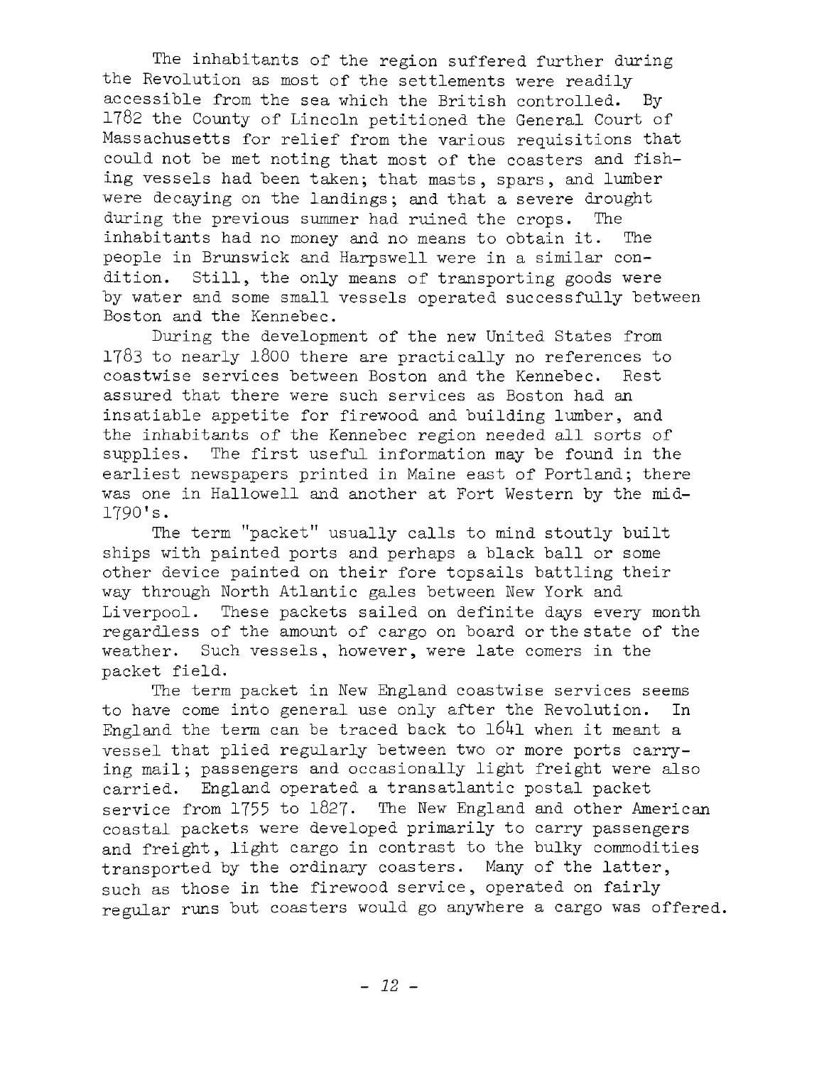The inhabitants of the region suffered further during the Revolution as most of the settlements were readily accessible from the sea which the British controlled. By 1782 the County of Lincoln petitioned the General Court of Massachusetts for relief from the various requisitions that could not be met noting that most of the coasters and fishing vessels had been taken; that masts, spars, and lumber were decaying on the landings; and that a severe drought during the previous summer had ruined the crops. The inhabitants had no money and no means to obtain it. The people in Brunswick and Harpswell were in a similar condition. Still, the only means of transporting goods were by water and some small vessels operated successfully between Boston and the Kennebec.

During the development of the new United States from 1783 to nearly 1800 there are practically no references to coastwise services between Boston and the Kennebec. Rest assured that there were such services as Boston had an insatiable appetite for firewood and building lumber, and the inhabitants of the Kennebec region needed all sorts of supplies. The first useful information may be found in the earliest newspapers printed in Maine east of Portland; there was one in Hallowell and another at Fort Western by the mid-1790's.

The term "packet" usually calls to mind stoutly built ships with painted ports and perhaps a black ball or some other device painted on their fore topsails battling their way through North Atlantic gales between New York and Liverpool. These packets sailed on definite days every month regardless of the amount of cargo on board or the state of the weather. Such vessels, however, were late comers in the packet field.

The term packet in New England coastwise services seems to have come into general use only after the Revolution. In England the term can be traced back to 1641 when it meant a vessel that plied regularly between two or more ports carrying mail; passengers and occasionally light freight were also carried. England operated a transatlantic postal packet service from 1755 to 1827. The New England and other American coastal packets were developed primarily to carry passengers and freight, light cargo in contrast to the bulky commodities transported by the ordinary coasters. Many of the latter, such as those in the firewood service, operated on fairly regular runs but coasters would go anywhere a cargo was offered.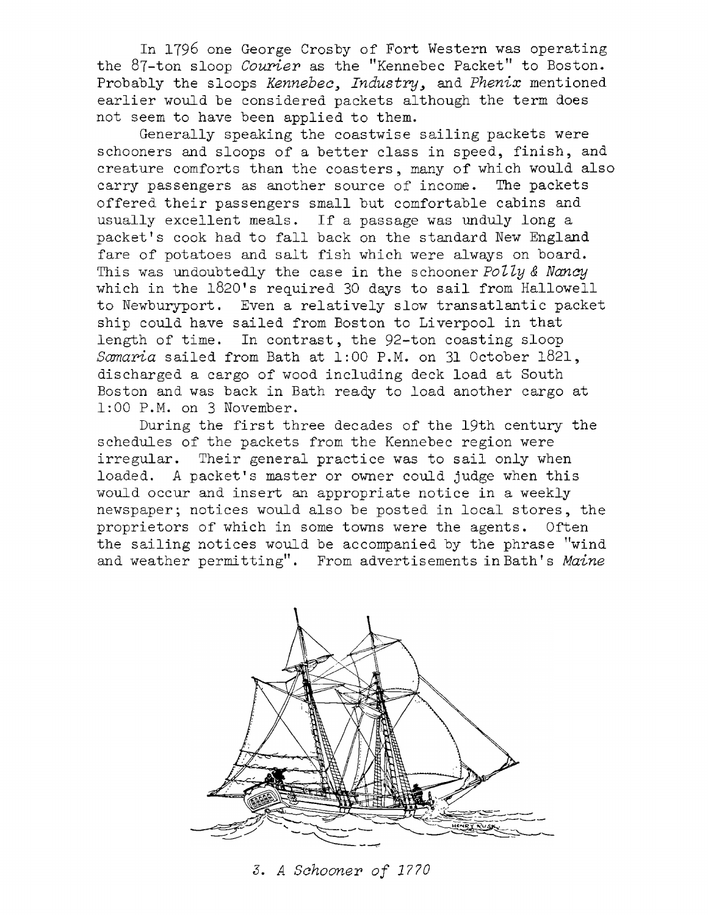In 1796 one George Crosby of Fort Western was operating the 87-ton sloop *Courier* as the "Kennebec Packet" to Boston. Probably the sloops *Kennebec, Industry,* and *Phenix* mentioned earlier would be considered packets although the term does not seem to have been applied to them.

Generally speaking the coastwise sailing packets were schooners and sloops of a better class in speed, finish, and creature comforts than the coasters, many of which would also carry passengers as another source of income. The packets offered their passengers small but comfortable cabins and usually excellent meals. If a passage was unduly long a packet's cook had to fall back on the standard New England fare of potatoes and salt fish which were always on board. This was undoubtedly the case in the schooner *Polly & Nancy* which in the 1820's required 30 days to sail from Hallowell to Newburyport. Even a relatively slow transatlantic packet ship could have sailed from Boston to Liverpool in that length of time. In contrast, the 92-ton coasting sloop *Samaria* sailed from Bath at 1:00 P.M. on 31 October 1821, discharged a cargo of wood including deck load at South Boston and was back in Bath ready to load another cargo at 1:00 P.M. on 3 November.

During the first three decades of the 19th century the schedules of the packets from the Kennebec region were irregular. Their general practice was to sail only when loaded. A packet's master or owner could judge when this would occur and insert an appropriate notice in a weekly newspaper; notices would also be posted in local stores, the proprietors of which in some towns were the agents. Often the sailing notices would be accompanied by the phrase "wind and weather permitting". From advertisements in Bath's *Maine*

*3. A Schooner of 1770*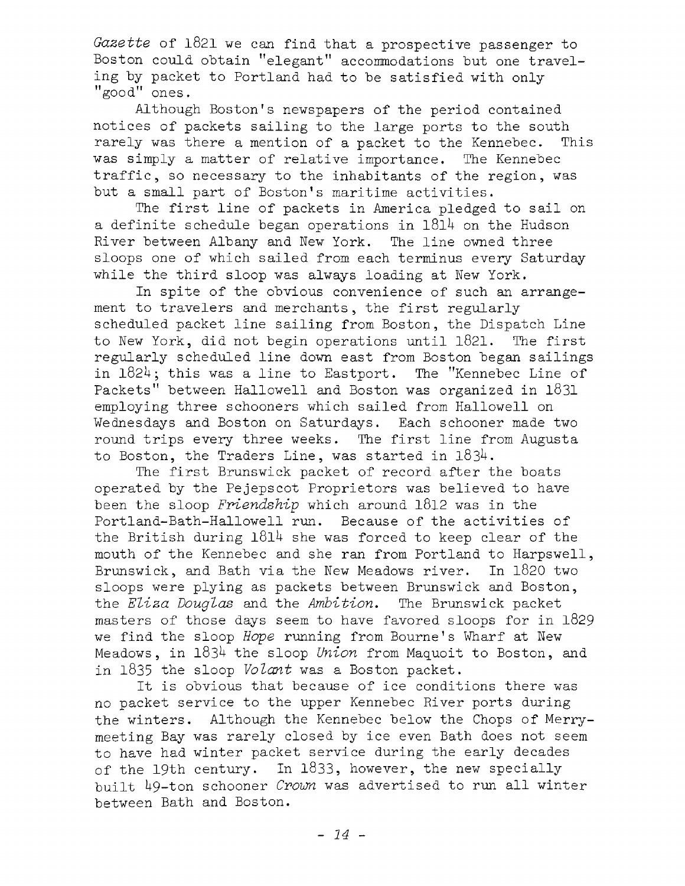*Gazette* of 1821 we can find that a prospective passenger to Boston could obtain "elegant" accommodations but one traveling by packet to Portland had to be satisfied with only "good" ones.

Although Boston's newspapers of the period contained notices of packets sailing to the large ports to the south rarely was there a mention of a packet to the Kennebec. This was simply a matter of relative importance. The Kennebec traffic, so necessary to the inhabitants of the region, was but a small part of Boston's maritime activities.

The first line of packets in America pledged to sail on a definite schedule began operations in 1814 on the Hudson River between Albany and New York. The line owned three sloops one of which sailed from each terminus every Saturday while the third sloop was always loading at New York.

In spite of the obvious convenience of such an arrangement to travelers and merchants, the first regularly scheduled packet line sailing from Boston, the Dispatch Line to New York, did not begin operations until 1821. The first regularly scheduled line down east from Boston began sailings in 1824; this was a line to Eastport. The "Kennebec Line of Packets" between Hallowell and Boston was organized in 1831 employing three schooners which sailed from Hallowell on Wednesdays and Boston on Saturdays. Each schooner made two round trips every three weeks. The first line from Augusta to Boston, the Traders Line, was started in 1834.

The first Brunswick packet of record after the boats operated by the Pejepscot Proprietors was believed to have been the sloop *Friendship* which around 1812 was in the Portland-Bath-Hallowell run. Because of the activities of the British during 1814 she was forced to keep clear of the mouth of the Kennebec and she ran from Portland to Harpswell, Brunswick, and Bath via the New Meadows river. In 1820 two sloops were plying as packets between Brunswick and Boston, the *Eliza Douglas* and the *Ambition*. The Brunswick packet masters of those days seem to have favored sloops for in 1829 we find the sloop *Hope* running from Bourne's Wharf at New Meadows, in 1834 the sloop *Union* from Maquoit to Boston, and in 1835 the sloop *Volant* was a Boston packet.

It is obvious that because of ice conditions there was no packet service to the upper Kennebec River ports during the winters. Although the Kennebec below the Chops of Merrymeeting Bay was rarely closed by ice even Bath does not seem to have had winter packet service during the early decades of the 19th century. In 1833, however, the new specially built 49-ton schooner *Crown* was advertised to run all winter between Bath and Boston.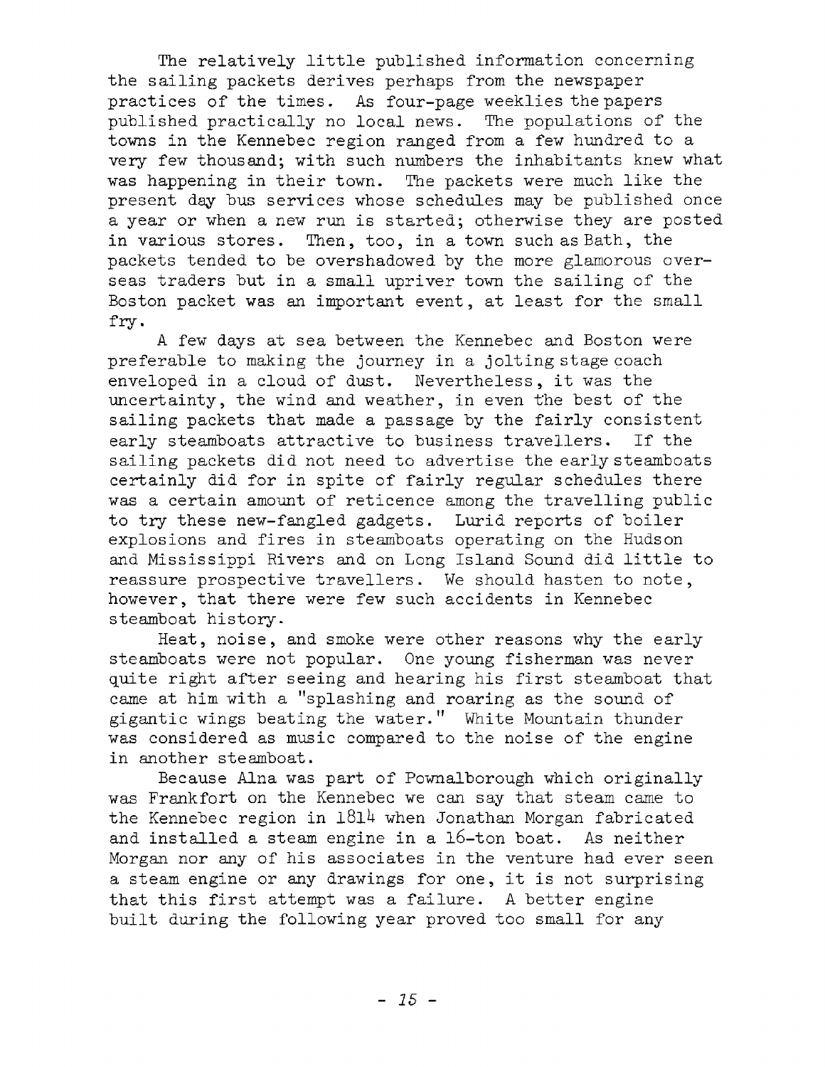The relatively little published information concerning the sailing packets derives perhaps from the newspaper practices of the times. As four-page weeklies the papers published practically no local news. The populations of the towns in the Kennebec region ranged from a few hundred to a very few thousand; with such numbers the inhabitants knew what was happening in their town. The packets were much like the present day bus services whose schedules may be published once a year or when a new run is started; otherwise they are posted in various stores. Then, too, in a town such as Bath, the packets tended to be overshadowed by the more glamorous overseas traders but in a small upriver town the sailing of the Boston packet was an important event, at least for the small fry.

A few days at sea between the Kennebec and Boston were preferable to making the journey in a jolting stage coach enveloped in a cloud of dust. Nevertheless, it was the uncertainty, the wind and weather, in even the best of the sailing packets that made a passage by the fairly consistent early steamboats attractive to business travellers. If the sailing packets did not need to advertise the early steamboats certainly did for in spite of fairly regular schedules there was a certain amount of reticence among the travelling public to try these new-fangled gadgets. Lurid reports of boiler explosions and fires in steamboats operating on the Hudson and Mississippi Rivers and on Long Island Sound did little to reassure prospective travellers. We should hasten to note, however, that there were few such accidents in Kennebec steamboat history.

Heat, noise, and smoke were other reasons why the early steamboats were not popular. One young fisherman was never quite right after seeing and hearing his first steamboat that came at him with a "splashing and roaring as the sound of gigantic wings beating the water." White Mountain thunder was considered as music compared to the noise of the engine in another steamboat.

Because Alna was part of Pownalborough which originally was Frankfort on the Kennebec we can say that steam came to the Kennebec region in 1814 when Jonathan Morgan fabricated and installed a steam engine in a 16-ton boat. As neither Morgan nor any of his associates in the venture had ever seen a steam engine or any drawings for one, it is not surprising that this first attempt was a failure. A better engine built during the following year proved too small for any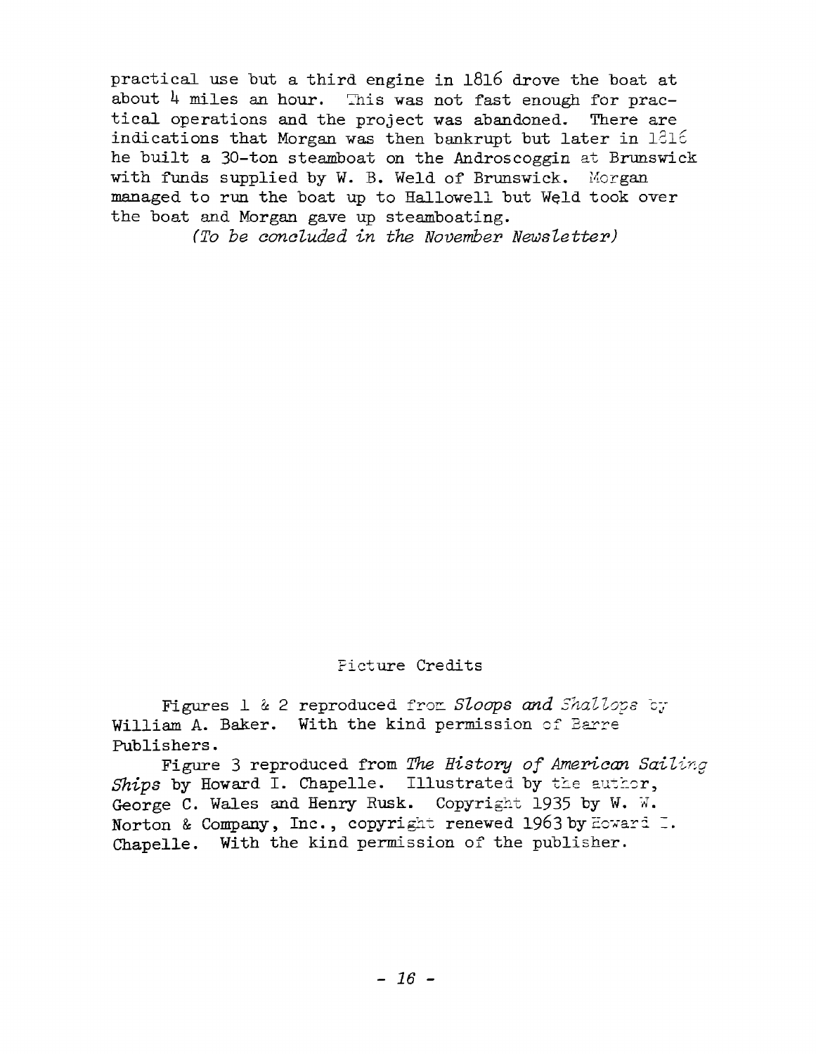practical use but a third engine in 1816 drove the boat at about 4 miles an hour. This was not fast enough for practical operations and the project was abandoned. There are indications that Morgan was then bankrupt but later in 1816 he built a 30-ton steamboat on the Androscoggin at Brunswick with funds supplied by W. B. Weld of Brunswick. Morgan managed to run the boat up to Hallowell but Weld took over the boat and Morgan gave up steamboating.

*(To be concluded in the November Newsletter)*

## Picture Credits

Figures 1 & 2 reproduced from *Sloops and Shallops* by William A. Baker. With the kind permission of Barre Publishers.

Figure 3 reproduced from *The History of American Sailing Ships* by Howard I. Chapelle. Illustrated by the author, George C. Wales and Henry Rusk. Copyright 1935 by W. W. Norton & Company, Inc., copyright renewed 1963 by Howard I. Chapelle. With the kind permission of the publisher.